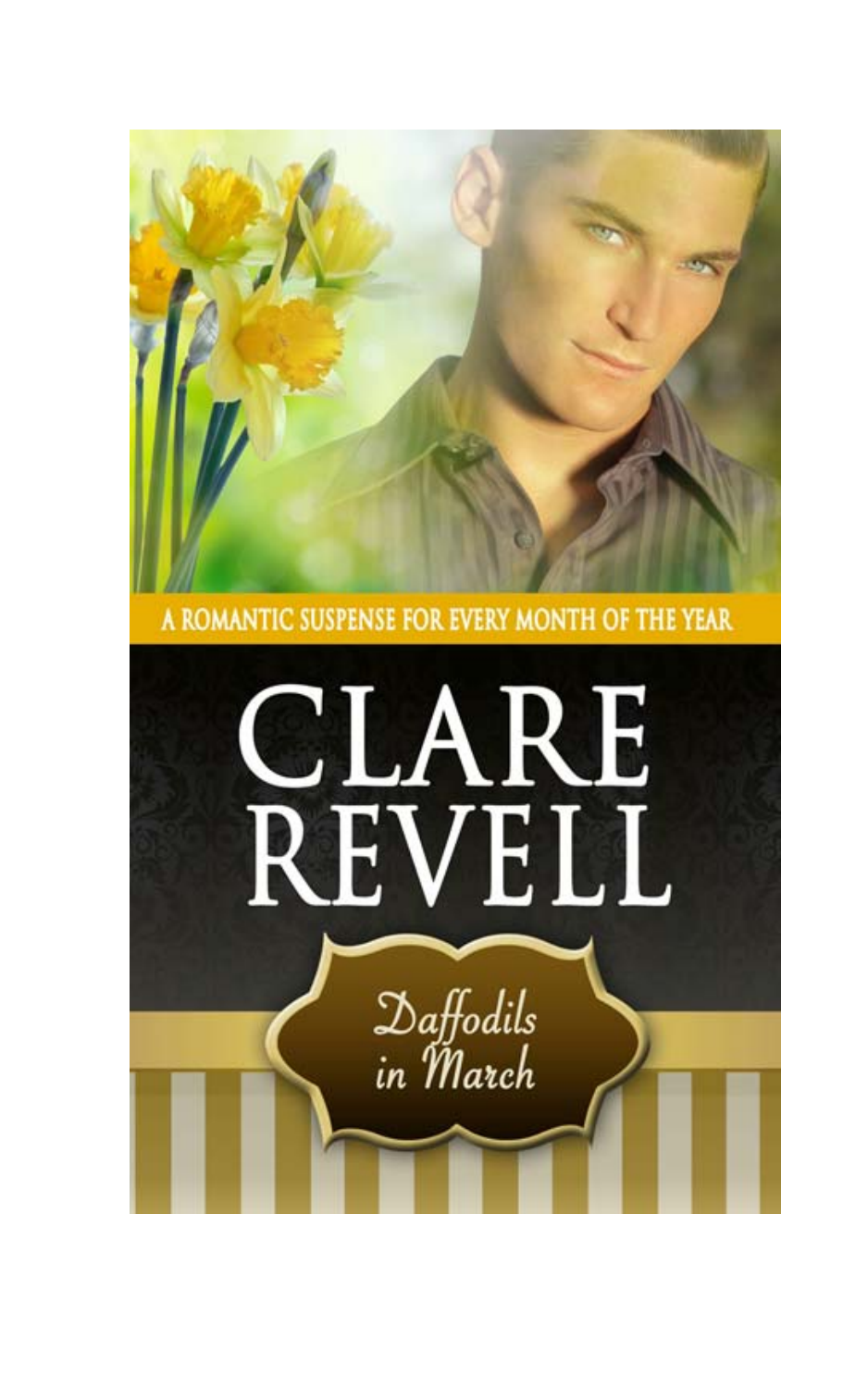A ROMANTIC SUSPENSE FOR EVERY MONTH OF THE YEAR

# CLARE REVELL

## Daffodils in March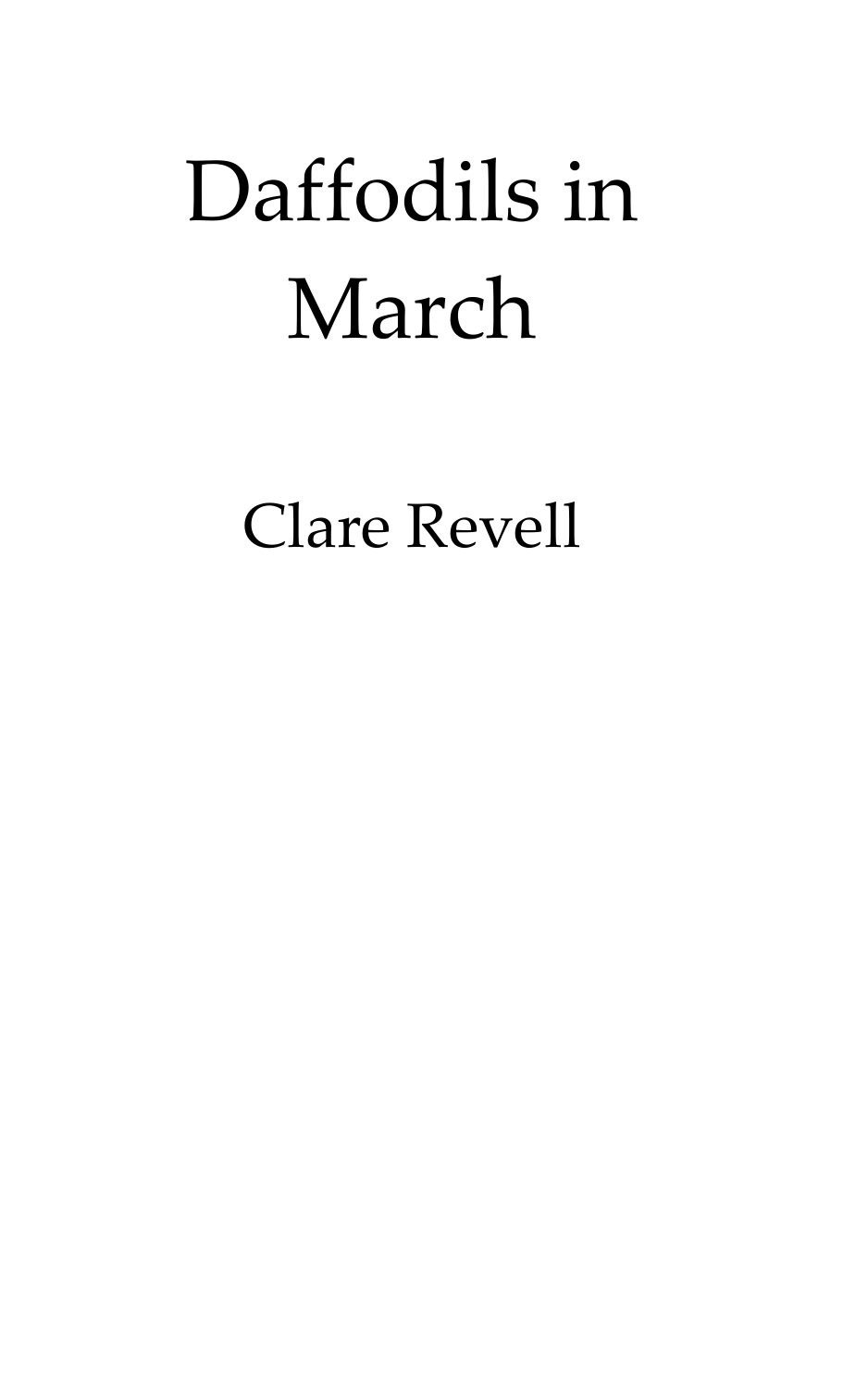# Daffodils in March

Clare Revell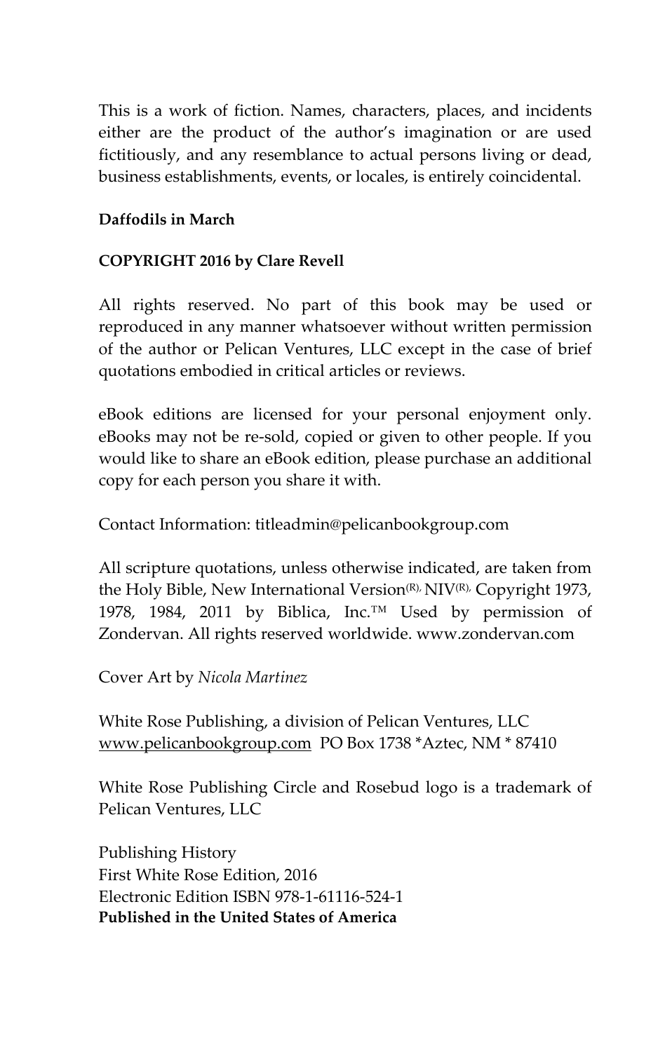This is a work of fiction. Names, characters, places, and incidents either are the product of the author's imagination or are used fictitiously, and any resemblance to actual persons living or dead, business establishments, events, or locales, is entirely coincidental.

**Daffodils in March**

**COPYRIGHT 2016 by Clare Revell**

All rights reserved. No part of this book may be used or reproduced in any manner whatsoever without written permission of the author or Pelican Ventures, LLC except in the case of brief quotations embodied in critical articles or reviews.

eBook editions are licensed for your personal enjoyment only. eBooks may not be re-sold, copied or given to other people. If you would like to share an eBook edition, please purchase an additional copy for each person you share it with.

Contact Information: titleadmin@pelicanbookgroup.com

All scripture quotations, unless otherwise indicated, are taken from the Holy Bible, New International Version(R), NIV(R), Copyright 1973, 1978, 1984, 2011 by Biblica, Inc.™ Used by permission of Zondervan. All rights reserved worldwide. www.zondervan.com

Cover Art by *Nicola Martinez*

White Rose Publishing, a division of Pelican Ventures, LLC
www.pelicanbookgroup.com PO Box 1738 *Aztec, NM * 87410

White Rose Publishing Circle and Rosebud logo is a trademark of Pelican Ventures, LLC

Publishing History
First White Rose Edition, 2016
Electronic Edition ISBN 978-1-61116-524-1
**Published in the United States of America**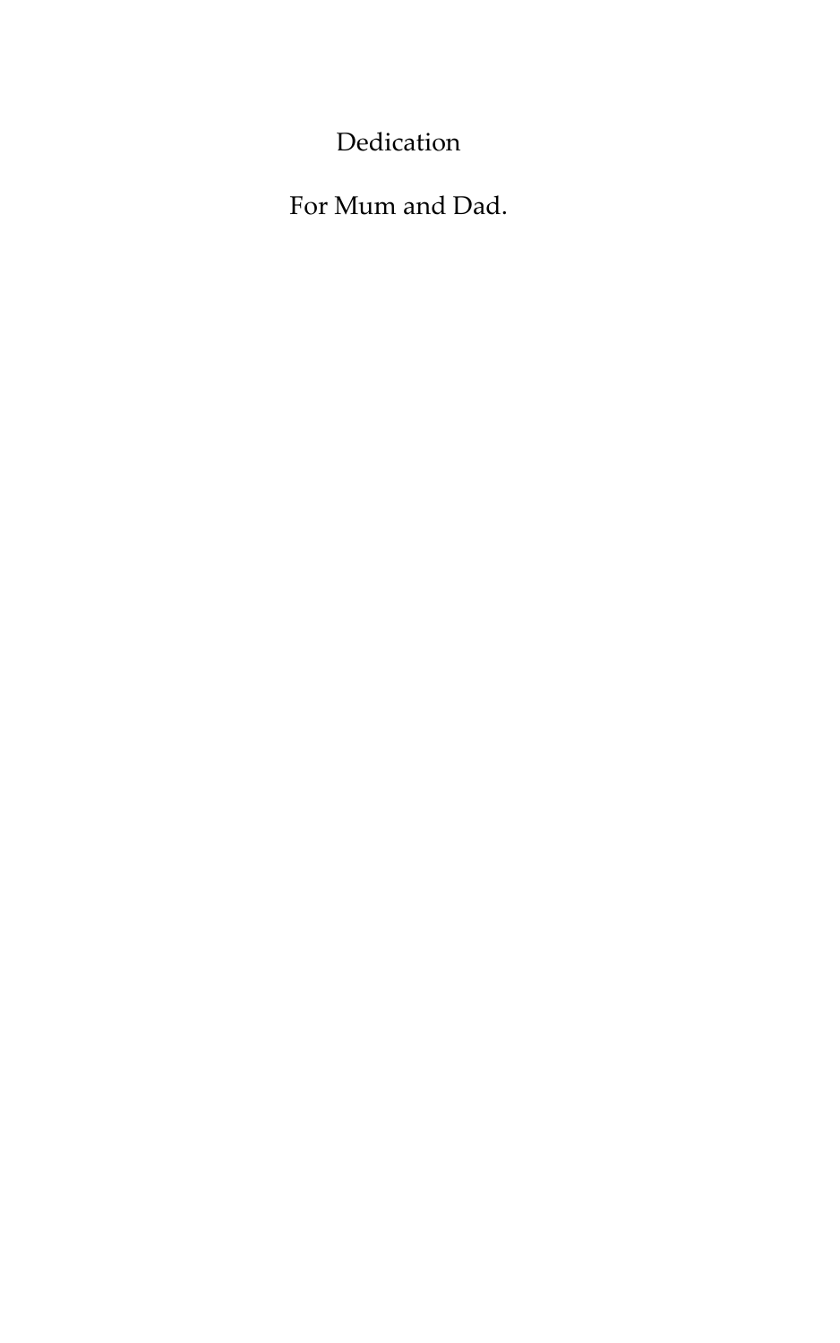# Dedication

For Mum and Dad.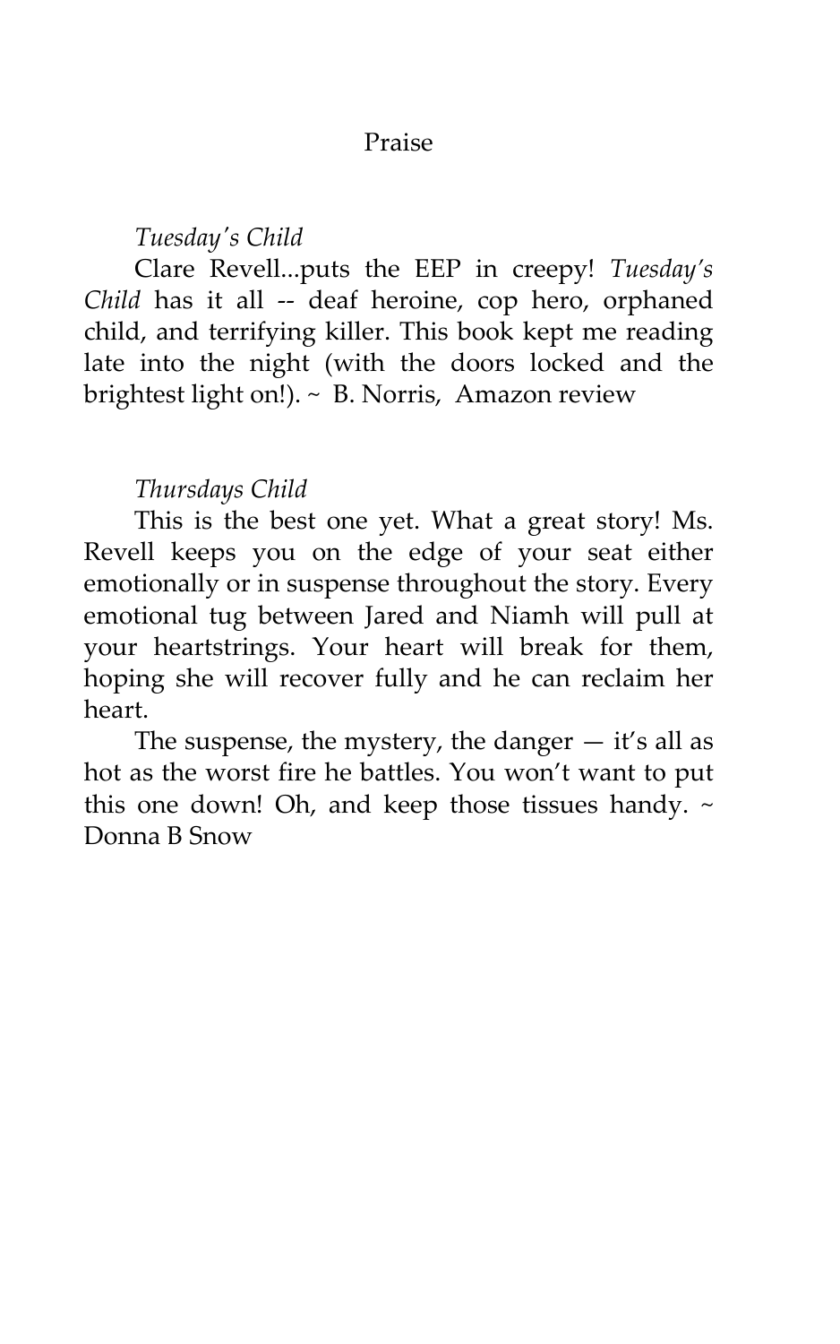# Praise

*Tuesday's Child*

Clare Revell...puts the EEP in creepy! *Tuesday's Child* has it all -- deaf heroine, cop hero, orphaned child, and terrifying killer. This book kept me reading late into the night (with the doors locked and the brightest light on!). ~ B. Norris, Amazon review

*Thursdays Child*

This is the best one yet. What a great story! Ms. Revell keeps you on the edge of your seat either emotionally or in suspense throughout the story. Every emotional tug between Jared and Niamh will pull at your heartstrings. Your heart will break for them, hoping she will recover fully and he can reclaim her heart.

The suspense, the mystery, the danger — it's all as hot as the worst fire he battles. You won't want to put this one down! Oh, and keep those tissues handy. ~ Donna B Snow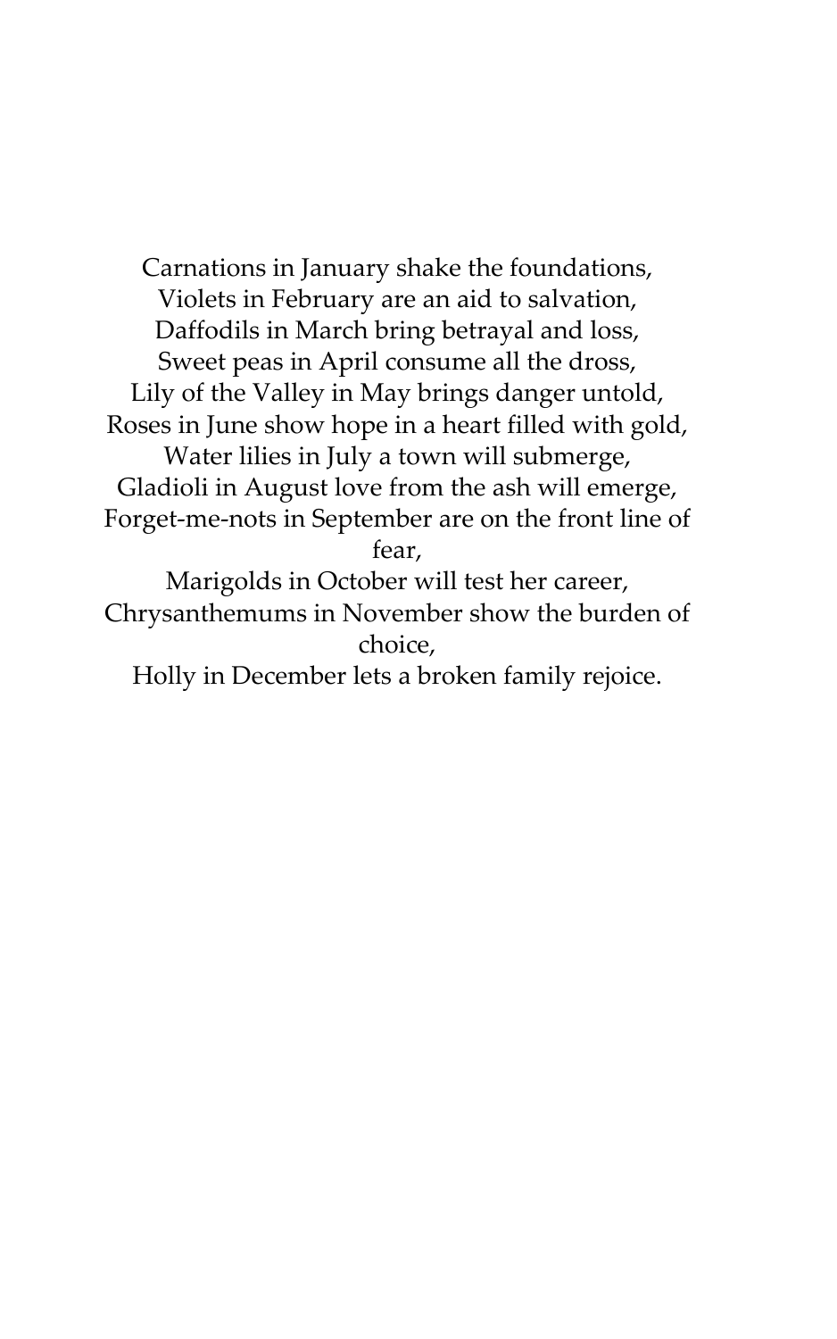Carnations in January shake the foundations,  
Violets in February are an aid to salvation,  
Daffodils in March bring betrayal and loss,  
Sweet peas in April consume all the dross,  
Lily of the Valley in May brings danger untold,  
Roses in June show hope in a heart filled with gold,  
Water lilies in July a town will submerge,  
Gladioli in August love from the ash will emerge,  
Forget-me-nots in September are on the front line of fear,  
Marigolds in October will test her career,  
Chrysanthemums in November show the burden of choice,  
Holly in December lets a broken family rejoice.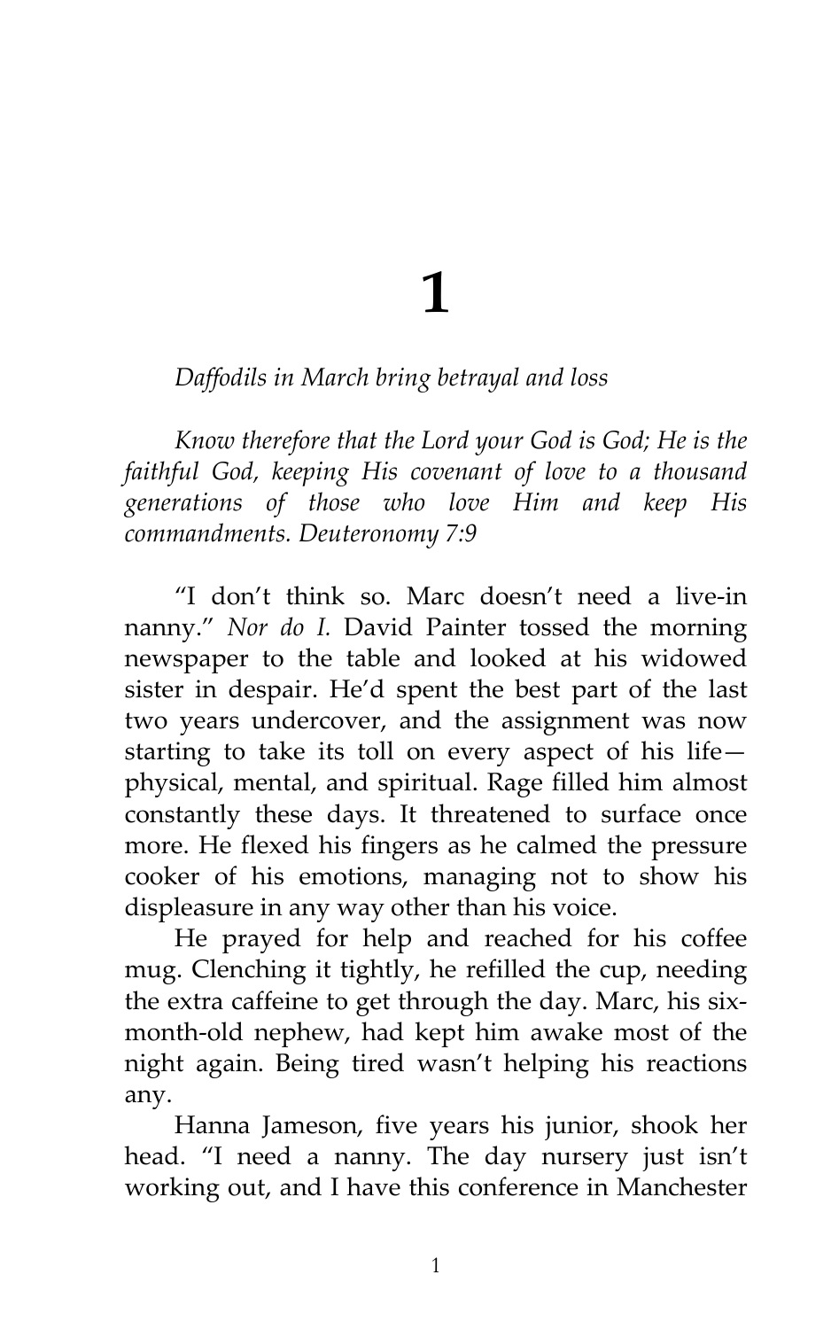# 1

*Daffodils in March bring betrayal and loss*

*Know therefore that the Lord your God is God; He is the faithful God, keeping His covenant of love to a thousand generations of those who love Him and keep His commandments. Deuteronomy 7:9*

"I don't think so. Marc doesn't need a live-in nanny." *Nor do I.* David Painter tossed the morning newspaper to the table and looked at his widowed sister in despair. He'd spent the best part of the last two years undercover, and the assignment was now starting to take its toll on every aspect of his life—physical, mental, and spiritual. Rage filled him almost constantly these days. It threatened to surface once more. He flexed his fingers as he calmed the pressure cooker of his emotions, managing not to show his displeasure in any way other than his voice.

He prayed for help and reached for his coffee mug. Clenching it tightly, he refilled the cup, needing the extra caffeine to get through the day. Marc, his six-month-old nephew, had kept him awake most of the night again. Being tired wasn't helping his reactions any.

Hanna Jameson, five years his junior, shook her head. "I need a nanny. The day nursery just isn't working out, and I have this conference in Manchester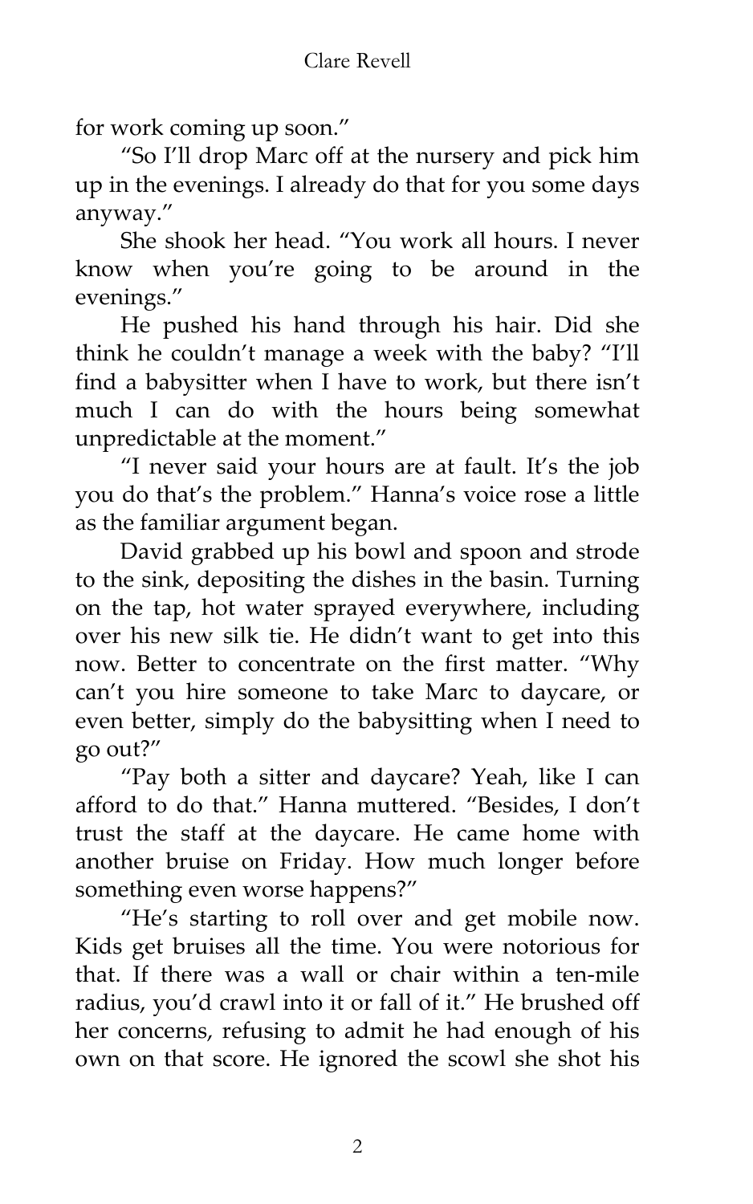for work coming up soon."

"So I'll drop Marc off at the nursery and pick him up in the evenings. I already do that for you some days anyway."

She shook her head. "You work all hours. I never know when you're going to be around in the evenings."

He pushed his hand through his hair. Did she think he couldn't manage a week with the baby? "I'll find a babysitter when I have to work, but there isn't much I can do with the hours being somewhat unpredictable at the moment."

"I never said your hours are at fault. It's the job you do that's the problem." Hanna's voice rose a little as the familiar argument began.

David grabbed up his bowl and spoon and strode to the sink, depositing the dishes in the basin. Turning on the tap, hot water sprayed everywhere, including over his new silk tie. He didn't want to get into this now. Better to concentrate on the first matter. "Why can't you hire someone to take Marc to daycare, or even better, simply do the babysitting when I need to go out?"

"Pay both a sitter and daycare? Yeah, like I can afford to do that." Hanna muttered. "Besides, I don't trust the staff at the daycare. He came home with another bruise on Friday. How much longer before something even worse happens?"

"He's starting to roll over and get mobile now. Kids get bruises all the time. You were notorious for that. If there was a wall or chair within a ten-mile radius, you'd crawl into it or fall of it." He brushed off her concerns, refusing to admit he had enough of his own on that score. He ignored the scowl she shot his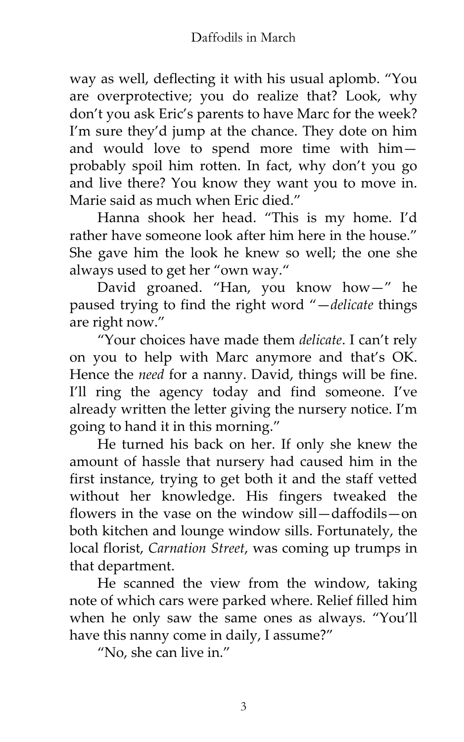way as well, deflecting it with his usual aplomb. "You are overprotective; you do realize that? Look, why don't you ask Eric's parents to have Marc for the week? I'm sure they'd jump at the chance. They dote on him and would love to spend more time with him—probably spoil him rotten. In fact, why don't you go and live there? You know they want you to move in. Marie said as much when Eric died."

Hanna shook her head. "This is my home. I'd rather have someone look after him here in the house." She gave him the look he knew so well; the one she always used to get her "own way."

David groaned. "Han, you know how—" he paused trying to find the right word "—*delicate* things are right now."

"Your choices have made them *delicate*. I can't rely on you to help with Marc anymore and that's OK. Hence the *need* for a nanny. David, things will be fine. I'll ring the agency today and find someone. I've already written the letter giving the nursery notice. I'm going to hand it in this morning."

He turned his back on her. If only she knew the amount of hassle that nursery had caused him in the first instance, trying to get both it and the staff vetted without her knowledge. His fingers tweaked the flowers in the vase on the window sill—daffodils—on both kitchen and lounge window sills. Fortunately, the local florist, *Carnation Street*, was coming up trumps in that department.

He scanned the view from the window, taking note of which cars were parked where. Relief filled him when he only saw the same ones as always. "You'll have this nanny come in daily, I assume?"

"No, she can live in."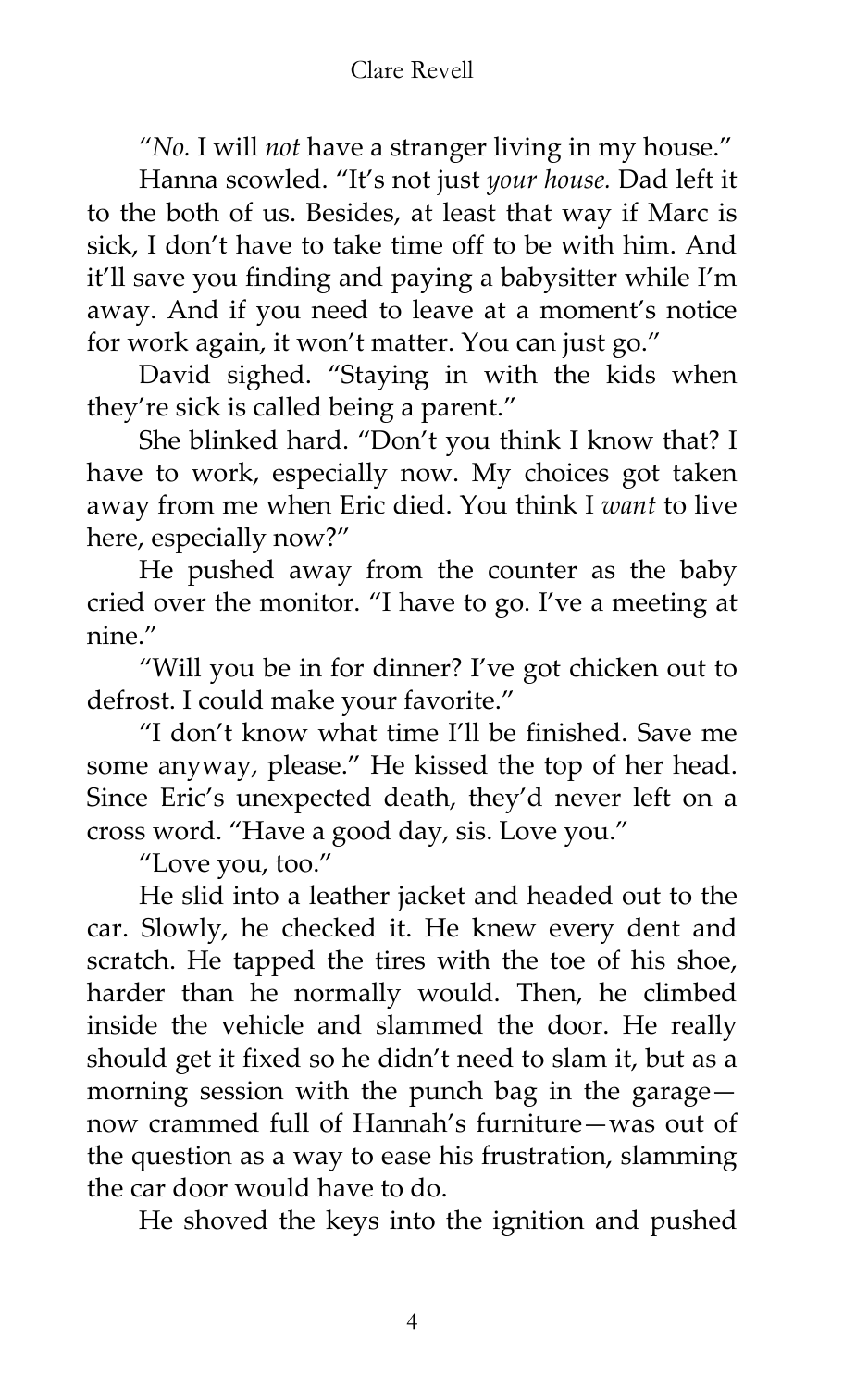"*No.* I will *not* have a stranger living in my house."

Hanna scowled. "It's not just *your house.* Dad left it to the both of us. Besides, at least that way if Marc is sick, I don't have to take time off to be with him. And it'll save you finding and paying a babysitter while I'm away. And if you need to leave at a moment's notice for work again, it won't matter. You can just go."

David sighed. "Staying in with the kids when they're sick is called being a parent."

She blinked hard. "Don't you think I know that? I have to work, especially now. My choices got taken away from me when Eric died. You think I *want* to live here, especially now?"

He pushed away from the counter as the baby cried over the monitor. "I have to go. I've a meeting at nine."

"Will you be in for dinner? I've got chicken out to defrost. I could make your favorite."

"I don't know what time I'll be finished. Save me some anyway, please." He kissed the top of her head. Since Eric's unexpected death, they'd never left on a cross word. "Have a good day, sis. Love you."

"Love you, too."

He slid into a leather jacket and headed out to the car. Slowly, he checked it. He knew every dent and scratch. He tapped the tires with the toe of his shoe, harder than he normally would. Then, he climbed inside the vehicle and slammed the door. He really should get it fixed so he didn't need to slam it, but as a morning session with the punch bag in the garage—now crammed full of Hannah's furniture—was out of the question as a way to ease his frustration, slamming the car door would have to do.

He shoved the keys into the ignition and pushed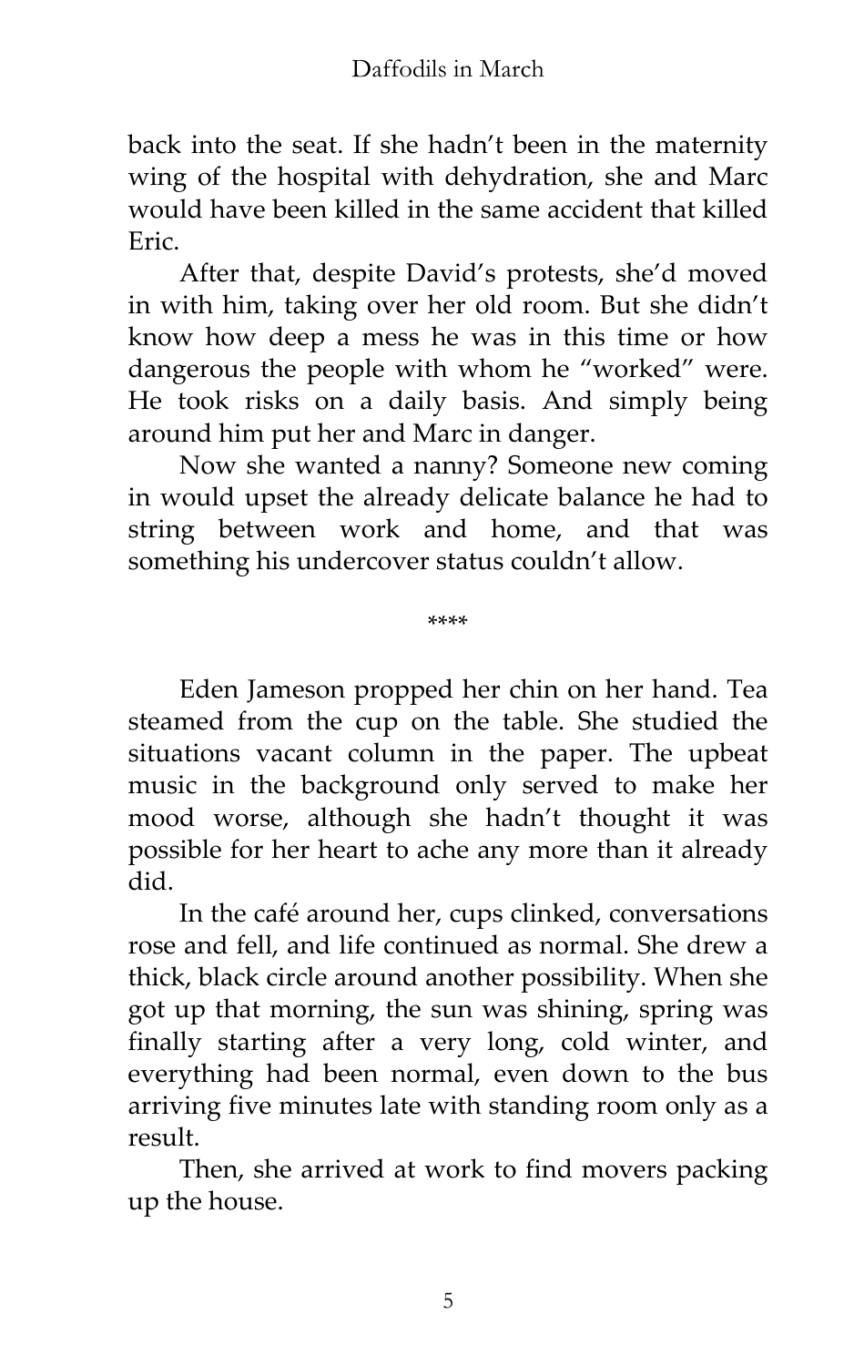back into the seat. If she hadn't been in the maternity wing of the hospital with dehydration, she and Marc would have been killed in the same accident that killed Eric.

After that, despite David's protests, she'd moved in with him, taking over her old room. But she didn't know how deep a mess he was in this time or how dangerous the people with whom he "worked" were. He took risks on a daily basis. And simply being around him put her and Marc in danger.

Now she wanted a nanny? Someone new coming in would upset the already delicate balance he had to string between work and home, and that was something his undercover status couldn't allow.

****

Eden Jameson propped her chin on her hand. Tea steamed from the cup on the table. She studied the situations vacant column in the paper. The upbeat music in the background only served to make her mood worse, although she hadn't thought it was possible for her heart to ache any more than it already did.

In the café around her, cups clinked, conversations rose and fell, and life continued as normal. She drew a thick, black circle around another possibility. When she got up that morning, the sun was shining, spring was finally starting after a very long, cold winter, and everything had been normal, even down to the bus arriving five minutes late with standing room only as a result.

Then, she arrived at work to find movers packing up the house.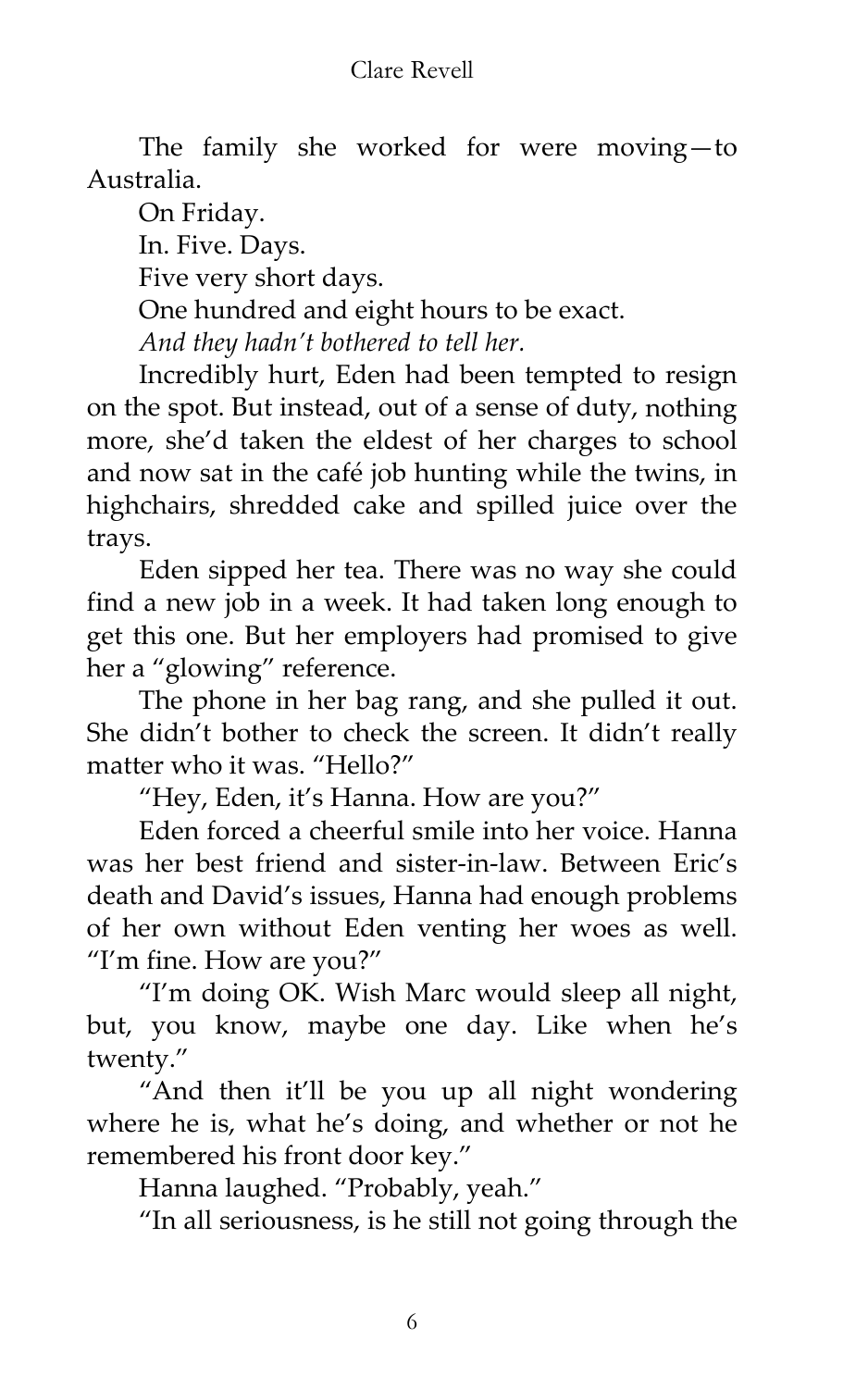The family she worked for were moving—to Australia.

On Friday.

In. Five. Days.

Five very short days.

One hundred and eight hours to be exact.

*And they hadn't bothered to tell her.*

Incredibly hurt, Eden had been tempted to resign on the spot. But instead, out of a sense of duty, nothing more, she'd taken the eldest of her charges to school and now sat in the café job hunting while the twins, in highchairs, shredded cake and spilled juice over the trays.

Eden sipped her tea. There was no way she could find a new job in a week. It had taken long enough to get this one. But her employers had promised to give her a "glowing" reference.

The phone in her bag rang, and she pulled it out. She didn't bother to check the screen. It didn't really matter who it was. "Hello?"

"Hey, Eden, it's Hanna. How are you?"

Eden forced a cheerful smile into her voice. Hanna was her best friend and sister-in-law. Between Eric's death and David's issues, Hanna had enough problems of her own without Eden venting her woes as well. "I'm fine. How are you?"

"I'm doing OK. Wish Marc would sleep all night, but, you know, maybe one day. Like when he's twenty."

"And then it'll be you up all night wondering where he is, what he's doing, and whether or not he remembered his front door key."

Hanna laughed. "Probably, yeah."

"In all seriousness, is he still not going through the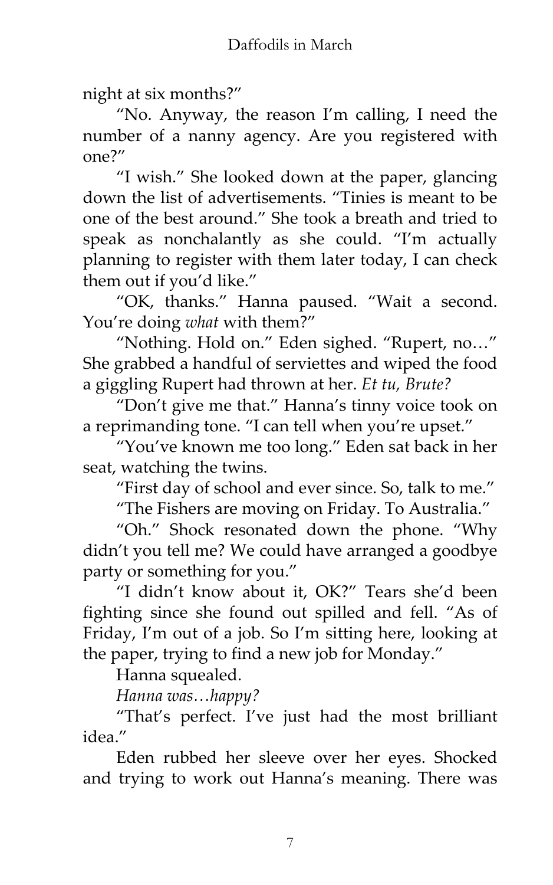night at six months?"

"No. Anyway, the reason I'm calling, I need the number of a nanny agency. Are you registered with one?"

"I wish." She looked down at the paper, glancing down the list of advertisements. "Tinies is meant to be one of the best around." She took a breath and tried to speak as nonchalantly as she could. "I'm actually planning to register with them later today, I can check them out if you'd like."

"OK, thanks." Hanna paused. "Wait a second. You're doing *what* with them?"

"Nothing. Hold on." Eden sighed. "Rupert, no…" She grabbed a handful of serviettes and wiped the food a giggling Rupert had thrown at her. *Et tu, Brute?*

"Don't give me that." Hanna's tinny voice took on a reprimanding tone. "I can tell when you're upset."

"You've known me too long." Eden sat back in her seat, watching the twins.

"First day of school and ever since. So, talk to me."

"The Fishers are moving on Friday. To Australia."

"Oh." Shock resonated down the phone. "Why didn't you tell me? We could have arranged a goodbye party or something for you."

"I didn't know about it, OK?" Tears she'd been fighting since she found out spilled and fell. "As of Friday, I'm out of a job. So I'm sitting here, looking at the paper, trying to find a new job for Monday."

Hanna squealed.

*Hanna was…happy?*

"That's perfect. I've just had the most brilliant idea."

Eden rubbed her sleeve over her eyes. Shocked and trying to work out Hanna's meaning. There was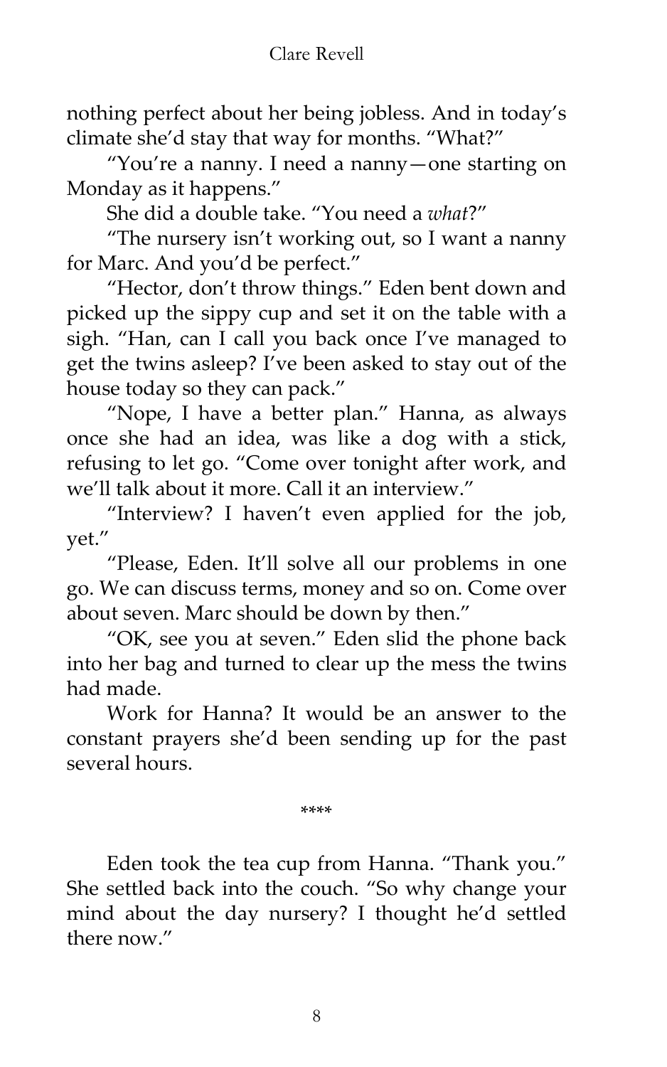nothing perfect about her being jobless. And in today's climate she'd stay that way for months. "What?"

"You're a nanny. I need a nanny—one starting on Monday as it happens."

She did a double take. "You need a *what*?"

"The nursery isn't working out, so I want a nanny for Marc. And you'd be perfect."

"Hector, don't throw things." Eden bent down and picked up the sippy cup and set it on the table with a sigh. "Han, can I call you back once I've managed to get the twins asleep? I've been asked to stay out of the house today so they can pack."

"Nope, I have a better plan." Hanna, as always once she had an idea, was like a dog with a stick, refusing to let go. "Come over tonight after work, and we'll talk about it more. Call it an interview."

"Interview? I haven't even applied for the job, yet."

"Please, Eden. It'll solve all our problems in one go. We can discuss terms, money and so on. Come over about seven. Marc should be down by then."

"OK, see you at seven." Eden slid the phone back into her bag and turned to clear up the mess the twins had made.

Work for Hanna? It would be an answer to the constant prayers she'd been sending up for the past several hours.

\*\*\*\*

Eden took the tea cup from Hanna. "Thank you." She settled back into the couch. "So why change your mind about the day nursery? I thought he'd settled there now."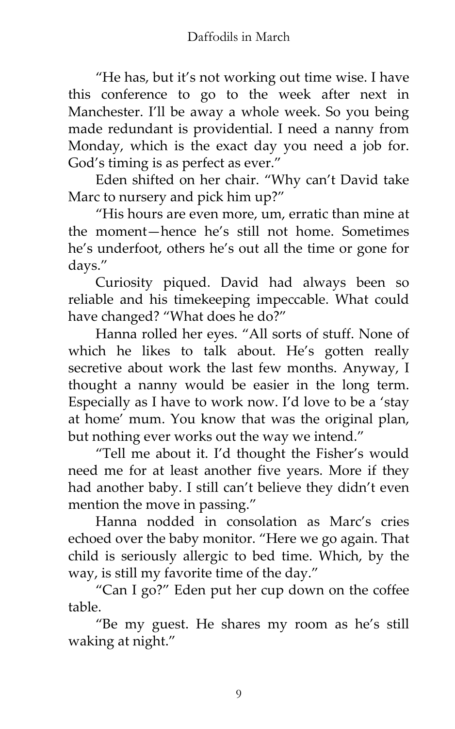"He has, but it's not working out time wise. I have this conference to go to the week after next in Manchester. I'll be away a whole week. So you being made redundant is providential. I need a nanny from Monday, which is the exact day you need a job for. God's timing is as perfect as ever."

Eden shifted on her chair. "Why can't David take Marc to nursery and pick him up?"

"His hours are even more, um, erratic than mine at the moment—hence he's still not home. Sometimes he's underfoot, others he's out all the time or gone for days."

Curiosity piqued. David had always been so reliable and his timekeeping impeccable. What could have changed? "What does he do?"

Hanna rolled her eyes. "All sorts of stuff. None of which he likes to talk about. He's gotten really secretive about work the last few months. Anyway, I thought a nanny would be easier in the long term. Especially as I have to work now. I'd love to be a 'stay at home' mum. You know that was the original plan, but nothing ever works out the way we intend."

"Tell me about it. I'd thought the Fisher's would need me for at least another five years. More if they had another baby. I still can't believe they didn't even mention the move in passing."

Hanna nodded in consolation as Marc's cries echoed over the baby monitor. "Here we go again. That child is seriously allergic to bed time. Which, by the way, is still my favorite time of the day."

"Can I go?" Eden put her cup down on the coffee table.

"Be my guest. He shares my room as he's still waking at night."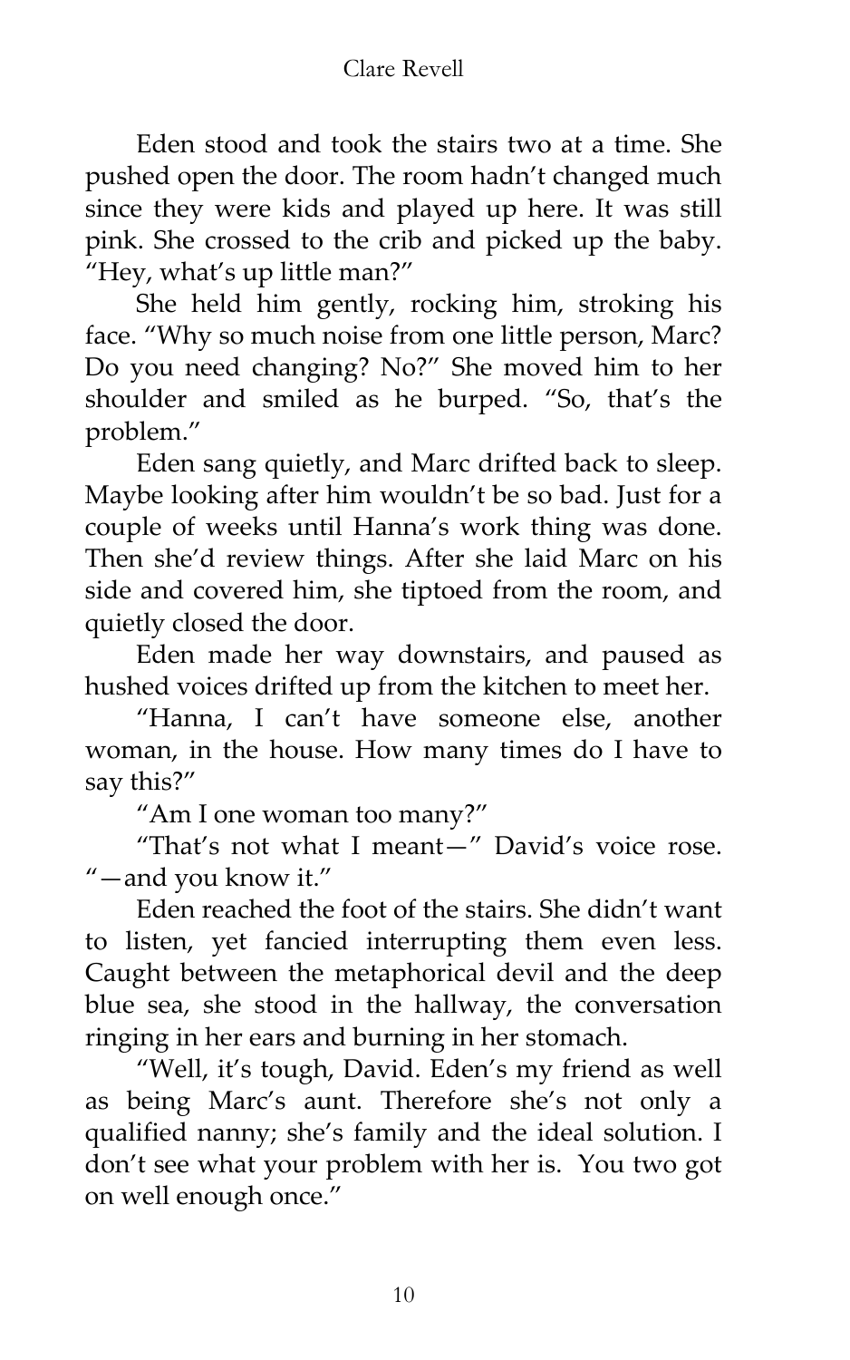Eden stood and took the stairs two at a time. She pushed open the door. The room hadn't changed much since they were kids and played up here. It was still pink. She crossed to the crib and picked up the baby. "Hey, what's up little man?"

She held him gently, rocking him, stroking his face. "Why so much noise from one little person, Marc? Do you need changing? No?" She moved him to her shoulder and smiled as he burped. "So, that's the problem."

Eden sang quietly, and Marc drifted back to sleep. Maybe looking after him wouldn't be so bad. Just for a couple of weeks until Hanna's work thing was done. Then she'd review things. After she laid Marc on his side and covered him, she tiptoed from the room, and quietly closed the door.

Eden made her way downstairs, and paused as hushed voices drifted up from the kitchen to meet her.

"Hanna, I can't have someone else, another woman, in the house. How many times do I have to say this?"

"Am I one woman too many?"

"That's not what I meant—" David's voice rose. "—and you know it."

Eden reached the foot of the stairs. She didn't want to listen, yet fancied interrupting them even less. Caught between the metaphorical devil and the deep blue sea, she stood in the hallway, the conversation ringing in her ears and burning in her stomach.

"Well, it's tough, David. Eden's my friend as well as being Marc's aunt. Therefore she's not only a qualified nanny; she's family and the ideal solution. I don't see what your problem with her is. You two got on well enough once."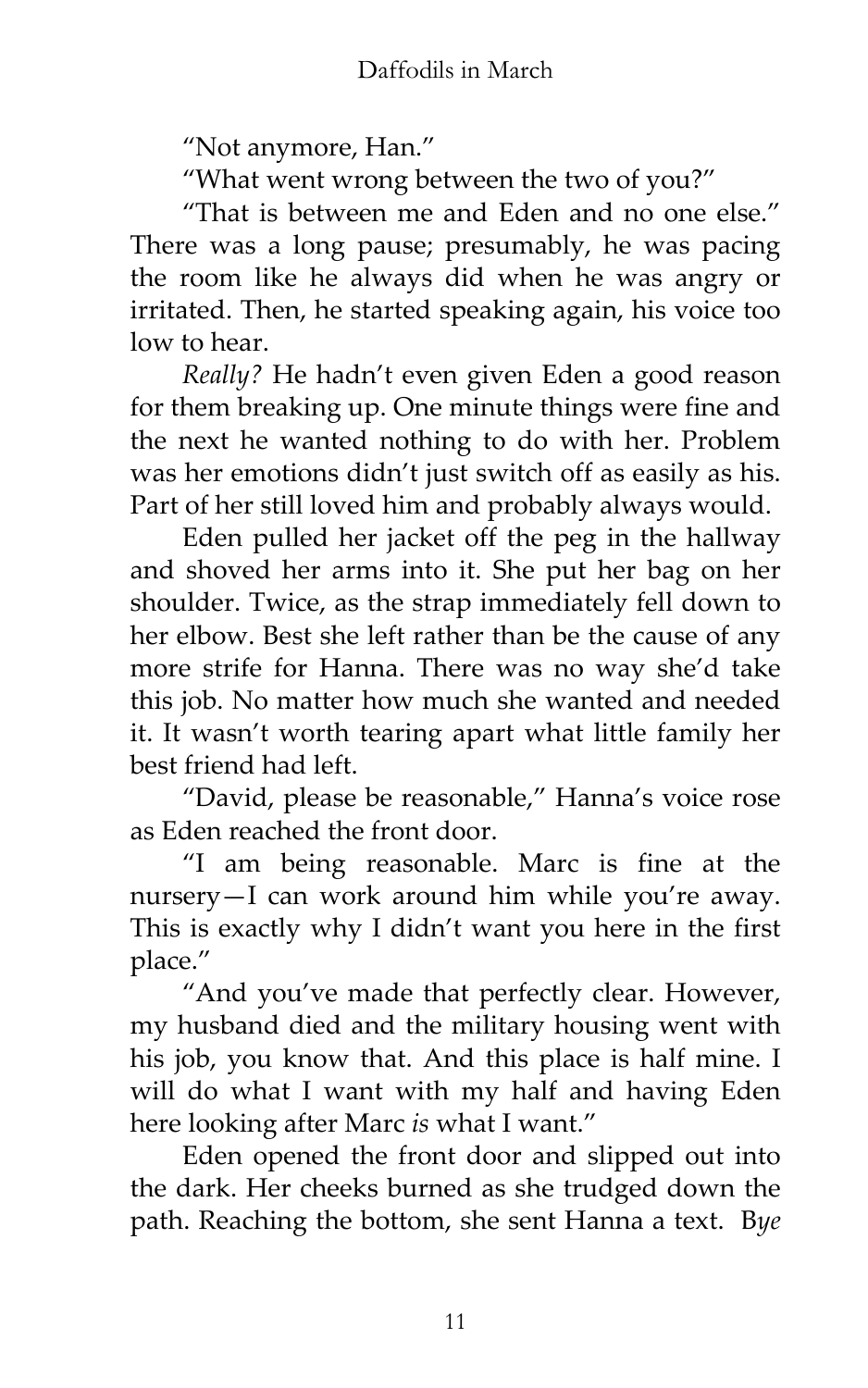"Not anymore, Han."

"What went wrong between the two of you?"

"That is between me and Eden and no one else." There was a long pause; presumably, he was pacing the room like he always did when he was angry or irritated. Then, he started speaking again, his voice too low to hear.

*Really?* He hadn't even given Eden a good reason for them breaking up. One minute things were fine and the next he wanted nothing to do with her. Problem was her emotions didn't just switch off as easily as his. Part of her still loved him and probably always would.

Eden pulled her jacket off the peg in the hallway and shoved her arms into it. She put her bag on her shoulder. Twice, as the strap immediately fell down to her elbow. Best she left rather than be the cause of any more strife for Hanna. There was no way she'd take this job. No matter how much she wanted and needed it. It wasn't worth tearing apart what little family her best friend had left.

"David, please be reasonable," Hanna's voice rose as Eden reached the front door.

"I am being reasonable. Marc is fine at the nursery—I can work around him while you're away. This is exactly why I didn't want you here in the first place."

"And you've made that perfectly clear. However, my husband died and the military housing went with his job, you know that. And this place is half mine. I will do what I want with my half and having Eden here looking after Marc *is* what I want."

Eden opened the front door and slipped out into the dark. Her cheeks burned as she trudged down the path. Reaching the bottom, she sent Hanna a text. B*ye*